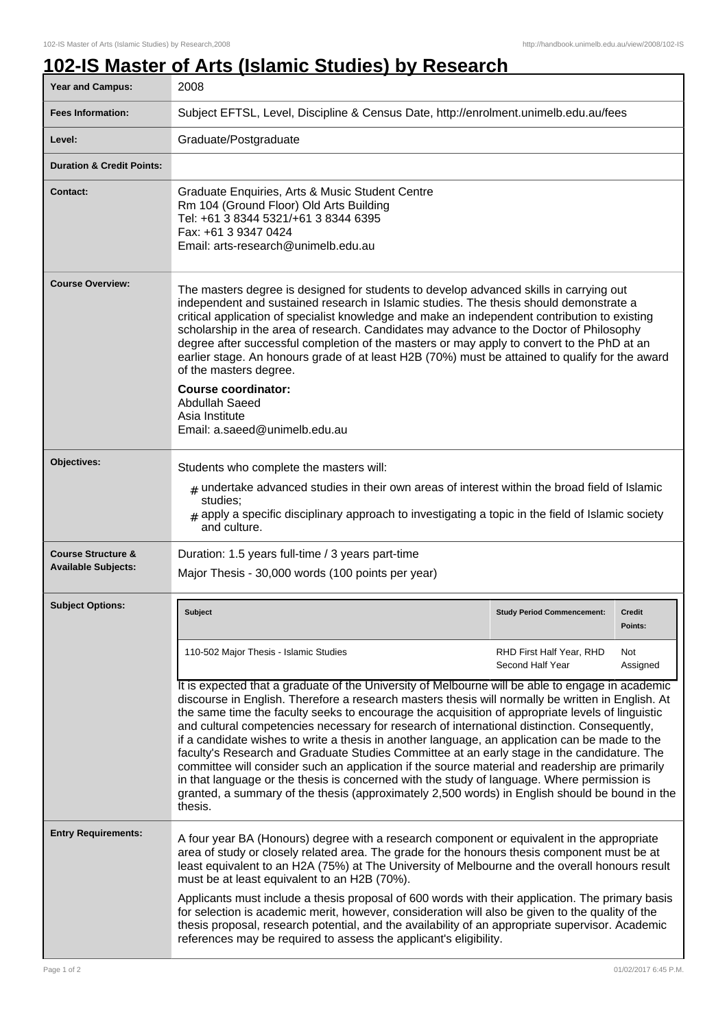# 102-IS Master of Arts (Islamic Studies) by Research

| | |
|---|---|
| **Year and Campus:** | 2008 |
| **Fees Information:** | Subject EFTSL, Level, Discipline & Census Date, http://enrolment.unimelb.edu.au/fees |
| **Level:** | Graduate/Postgraduate |
| **Duration & Credit Points:** | |
| **Contact:** | Graduate Enquiries, Arts & Music Student Centre<br>Rm 104 (Ground Floor) Old Arts Building<br>Tel: +61 3 8344 5321/+61 3 8344 6395<br>Fax: +61 3 9347 0424<br>Email: arts-research@unimelb.edu.au |
| **Course Overview:** | The masters degree is designed for students to develop advanced skills in carrying out independent and sustained research in Islamic studies. The thesis should demonstrate a critical application of specialist knowledge and make an independent contribution to existing scholarship in the area of research. Candidates may advance to the Doctor of Philosophy degree after successful completion of the masters or may apply to convert to the PhD at an earlier stage. An honours grade of at least H2B (70%) must be attained to qualify for the award of the masters degree.<br><br>**Course coordinator:**<br>Abdullah Saeed<br>Asia Institute<br>Email: a.saeed@unimelb.edu.au |
| **Objectives:** | Students who complete the masters will:<br># undertake advanced studies in their own areas of interest within the broad field of Islamic studies;<br># apply a specific disciplinary approach to investigating a topic in the field of Islamic society and culture. |
| **Course Structure & Available Subjects:** | Duration: 1.5 years full-time / 3 years part-time<br>Major Thesis - 30,000 words (100 points per year) |

**Subject Options:**

| Subject | Study Period Commencement: | Credit Points: |
|---|---|---|
| 110-502 Major Thesis - Islamic Studies | RHD First Half Year, RHD Second Half Year | Not Assigned |

It is expected that a graduate of the University of Melbourne will be able to engage in academic discourse in English. Therefore a research masters thesis will normally be written in English. At the same time the faculty seeks to encourage the acquisition of appropriate levels of linguistic and cultural competencies necessary for research of international distinction. Consequently, if a candidate wishes to write a thesis in another language, an application can be made to the faculty's Research and Graduate Studies Committee at an early stage in the candidature. The committee will consider such an application if the source material and readership are primarily in that language or the thesis is concerned with the study of language. Where permission is granted, a summary of the thesis (approximately 2,500 words) in English should be bound in the thesis.

**Entry Requirements:**

A four year BA (Honours) degree with a research component or equivalent in the appropriate area of study or closely related area. The grade for the honours thesis component must be at least equivalent to an H2A (75%) at The University of Melbourne and the overall honours result must be at least equivalent to an H2B (70%).

Applicants must include a thesis proposal of 600 words with their application. The primary basis for selection is academic merit, however, consideration will also be given to the quality of the thesis proposal, research potential, and the availability of an appropriate supervisor. Academic references may be required to assess the applicant's eligibility.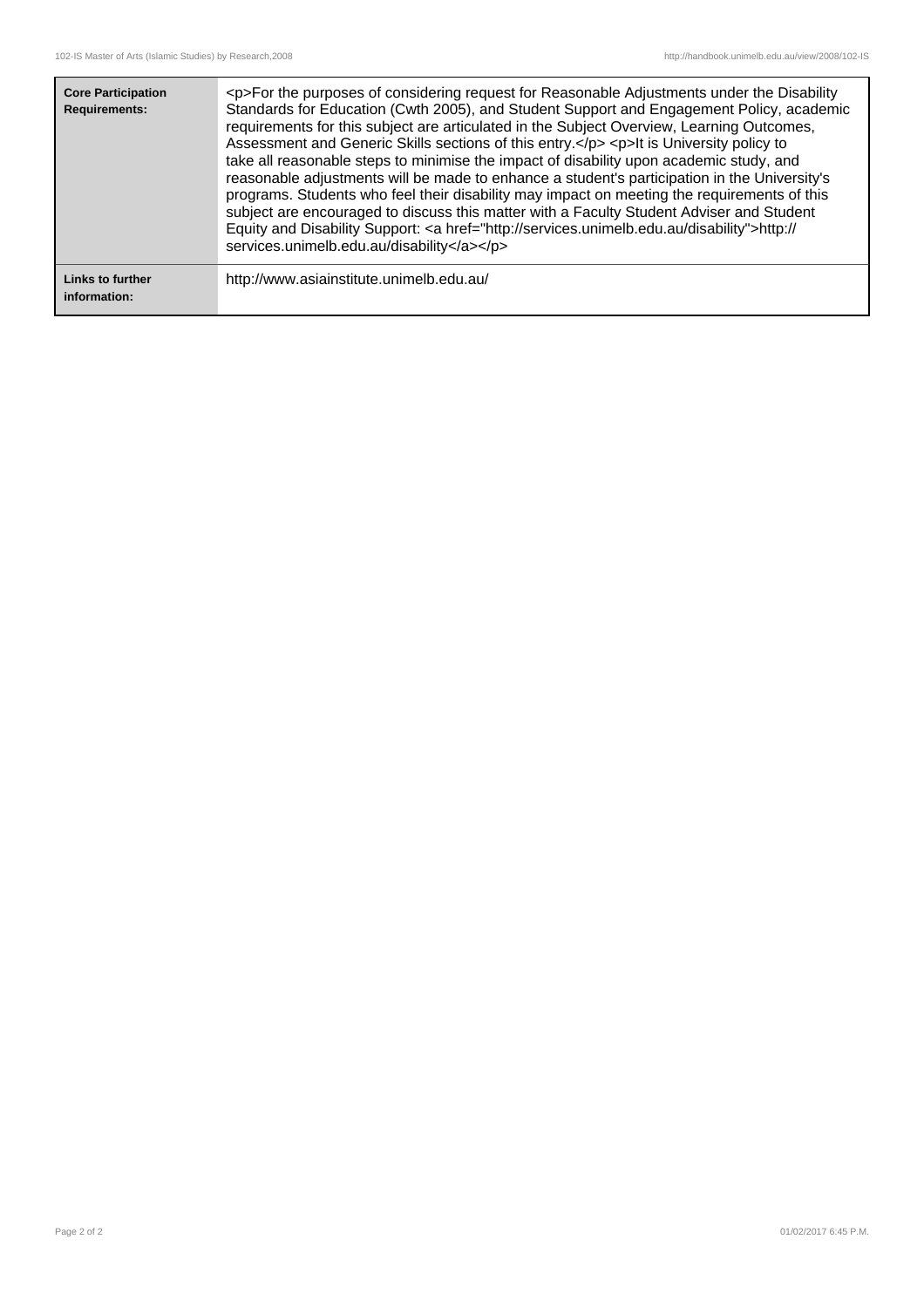| | |
|---|---|
| **Core Participation Requirements:** | <p>For the purposes of considering request for Reasonable Adjustments under the Disability Standards for Education (Cwth 2005), and Student Support and Engagement Policy, academic requirements for this subject are articulated in the Subject Overview, Learning Outcomes, Assessment and Generic Skills sections of this entry.</p> <p>It is University policy to take all reasonable steps to minimise the impact of disability upon academic study, and reasonable adjustments will be made to enhance a student's participation in the University's programs. Students who feel their disability may impact on meeting the requirements of this subject are encouraged to discuss this matter with a Faculty Student Adviser and Student Equity and Disability Support: <a href="http://services.unimelb.edu.au/disability">http://services.unimelb.edu.au/disability</a></p> |
| **Links to further information:** | http://www.asiainstitute.unimelb.edu.au/ |